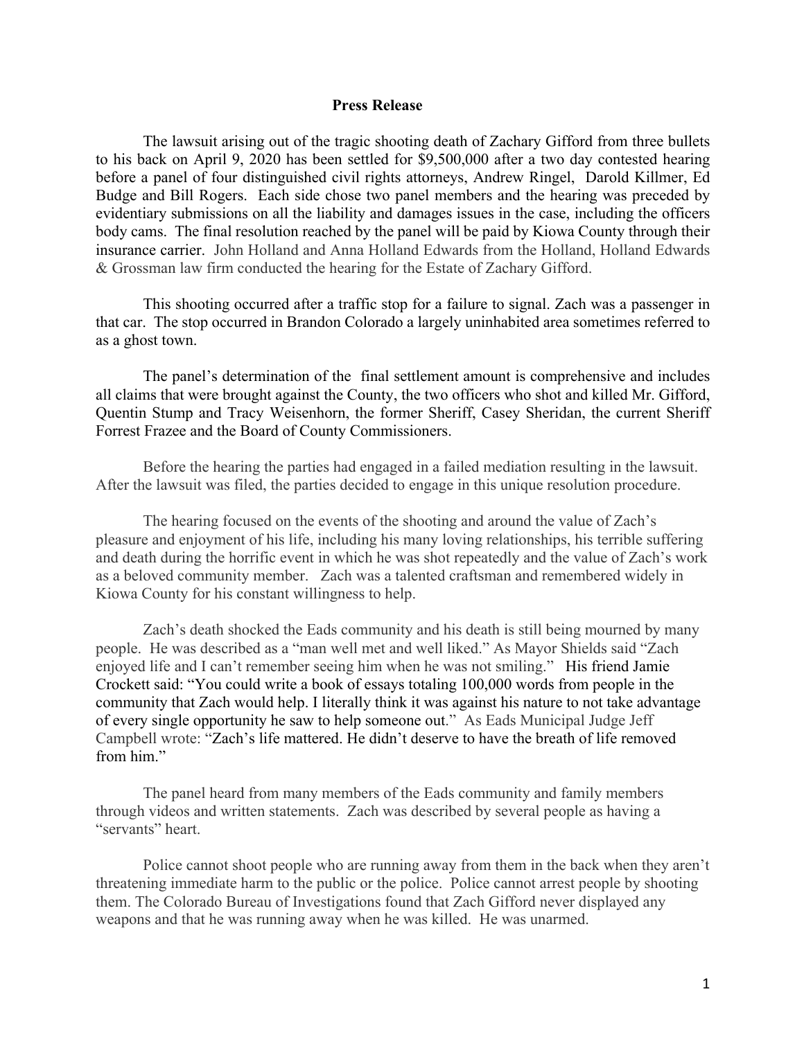**Press Release**

The lawsuit arising out of the tragic shooting death of Zachary Gifford from three bullets to his back on April 9, 2020 has been settled for $9,500,000 after a two day contested hearing before a panel of four distinguished civil rights attorneys, Andrew Ringel, Darold Killmer, Ed Budge and Bill Rogers. Each side chose two panel members and the hearing was preceded by evidentiary submissions on all the liability and damages issues in the case, including the officers body cams. The final resolution reached by the panel will be paid by Kiowa County through their insurance carrier. John Holland and Anna Holland Edwards from the Holland, Holland Edwards & Grossman law firm conducted the hearing for the Estate of Zachary Gifford.

This shooting occurred after a traffic stop for a failure to signal. Zach was a passenger in that car. The stop occurred in Brandon Colorado a largely uninhabited area sometimes referred to as a ghost town.

The panel's determination of the final settlement amount is comprehensive and includes all claims that were brought against the County, the two officers who shot and killed Mr. Gifford, Quentin Stump and Tracy Weisenhorn, the former Sheriff, Casey Sheridan, the current Sheriff Forrest Frazee and the Board of County Commissioners.

Before the hearing the parties had engaged in a failed mediation resulting in the lawsuit. After the lawsuit was filed, the parties decided to engage in this unique resolution procedure.

The hearing focused on the events of the shooting and around the value of Zach's pleasure and enjoyment of his life, including his many loving relationships, his terrible suffering and death during the horrific event in which he was shot repeatedly and the value of Zach's work as a beloved community member. Zach was a talented craftsman and remembered widely in Kiowa County for his constant willingness to help.

Zach's death shocked the Eads community and his death is still being mourned by many people. He was described as a "man well met and well liked." As Mayor Shields said "Zach enjoyed life and I can't remember seeing him when he was not smiling." His friend Jamie Crockett said: "You could write a book of essays totaling 100,000 words from people in the community that Zach would help. I literally think it was against his nature to not take advantage of every single opportunity he saw to help someone out." As Eads Municipal Judge Jeff Campbell wrote: "Zach's life mattered. He didn't deserve to have the breath of life removed from him."

The panel heard from many members of the Eads community and family members through videos and written statements. Zach was described by several people as having a "servants" heart.

Police cannot shoot people who are running away from them in the back when they aren't threatening immediate harm to the public or the police. Police cannot arrest people by shooting them. The Colorado Bureau of Investigations found that Zach Gifford never displayed any weapons and that he was running away when he was killed. He was unarmed.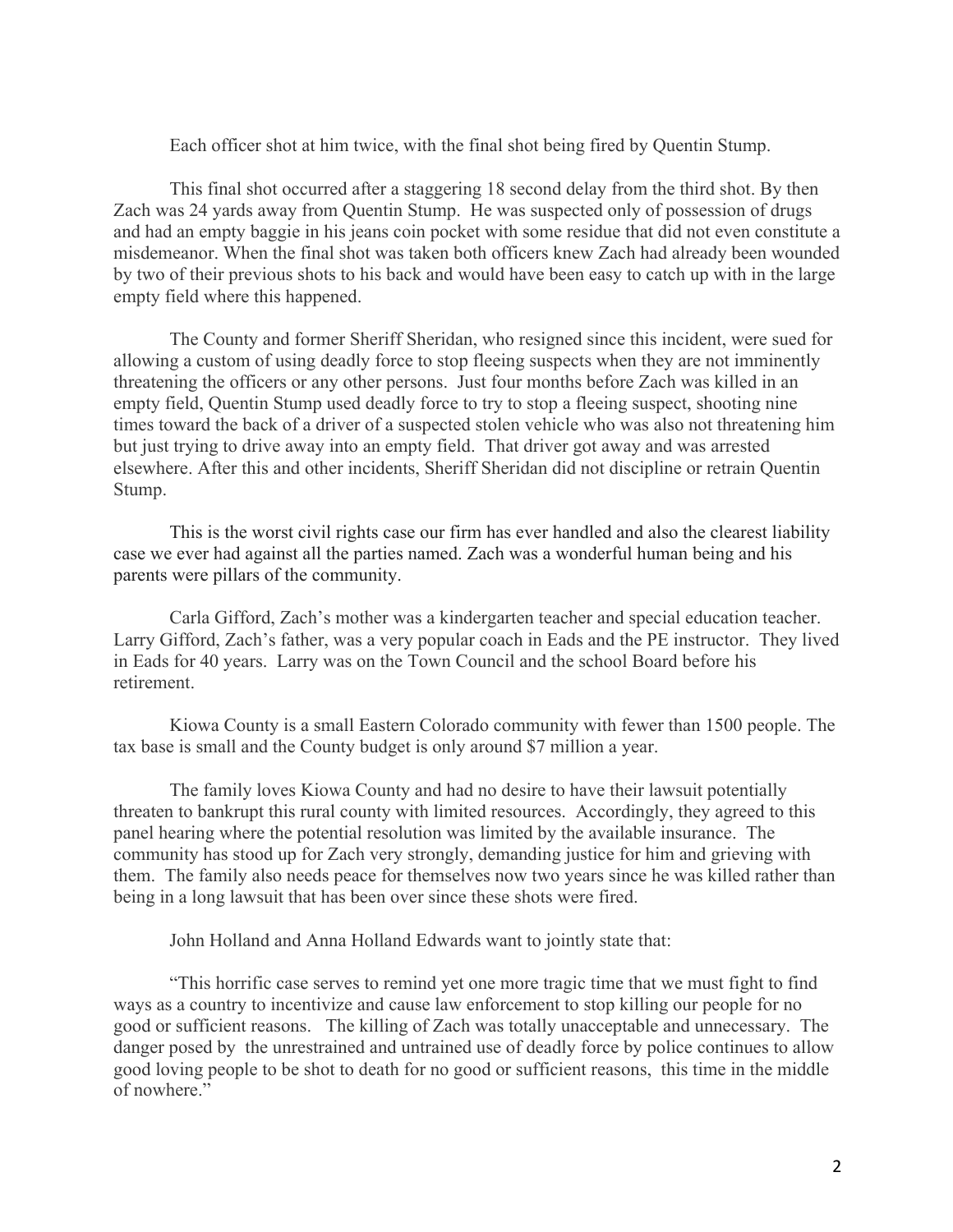Each officer shot at him twice, with the final shot being fired by Quentin Stump.

This final shot occurred after a staggering 18 second delay from the third shot. By then Zach was 24 yards away from Quentin Stump. He was suspected only of possession of drugs and had an empty baggie in his jeans coin pocket with some residue that did not even constitute a misdemeanor. When the final shot was taken both officers knew Zach had already been wounded by two of their previous shots to his back and would have been easy to catch up with in the large empty field where this happened.

The County and former Sheriff Sheridan, who resigned since this incident, were sued for allowing a custom of using deadly force to stop fleeing suspects when they are not imminently threatening the officers or any other persons. Just four months before Zach was killed in an empty field, Quentin Stump used deadly force to try to stop a fleeing suspect, shooting nine times toward the back of a driver of a suspected stolen vehicle who was also not threatening him but just trying to drive away into an empty field. That driver got away and was arrested elsewhere. After this and other incidents, Sheriff Sheridan did not discipline or retrain Quentin Stump.

This is the worst civil rights case our firm has ever handled and also the clearest liability case we ever had against all the parties named. Zach was a wonderful human being and his parents were pillars of the community.

Carla Gifford, Zach's mother was a kindergarten teacher and special education teacher. Larry Gifford, Zach's father, was a very popular coach in Eads and the PE instructor. They lived in Eads for 40 years. Larry was on the Town Council and the school Board before his retirement.

Kiowa County is a small Eastern Colorado community with fewer than 1500 people. The tax base is small and the County budget is only around $7 million a year.

The family loves Kiowa County and had no desire to have their lawsuit potentially threaten to bankrupt this rural county with limited resources. Accordingly, they agreed to this panel hearing where the potential resolution was limited by the available insurance. The community has stood up for Zach very strongly, demanding justice for him and grieving with them. The family also needs peace for themselves now two years since he was killed rather than being in a long lawsuit that has been over since these shots were fired.

John Holland and Anna Holland Edwards want to jointly state that:

"This horrific case serves to remind yet one more tragic time that we must fight to find ways as a country to incentivize and cause law enforcement to stop killing our people for no good or sufficient reasons. The killing of Zach was totally unacceptable and unnecessary. The danger posed by the unrestrained and untrained use of deadly force by police continues to allow good loving people to be shot to death for no good or sufficient reasons, this time in the middle of nowhere."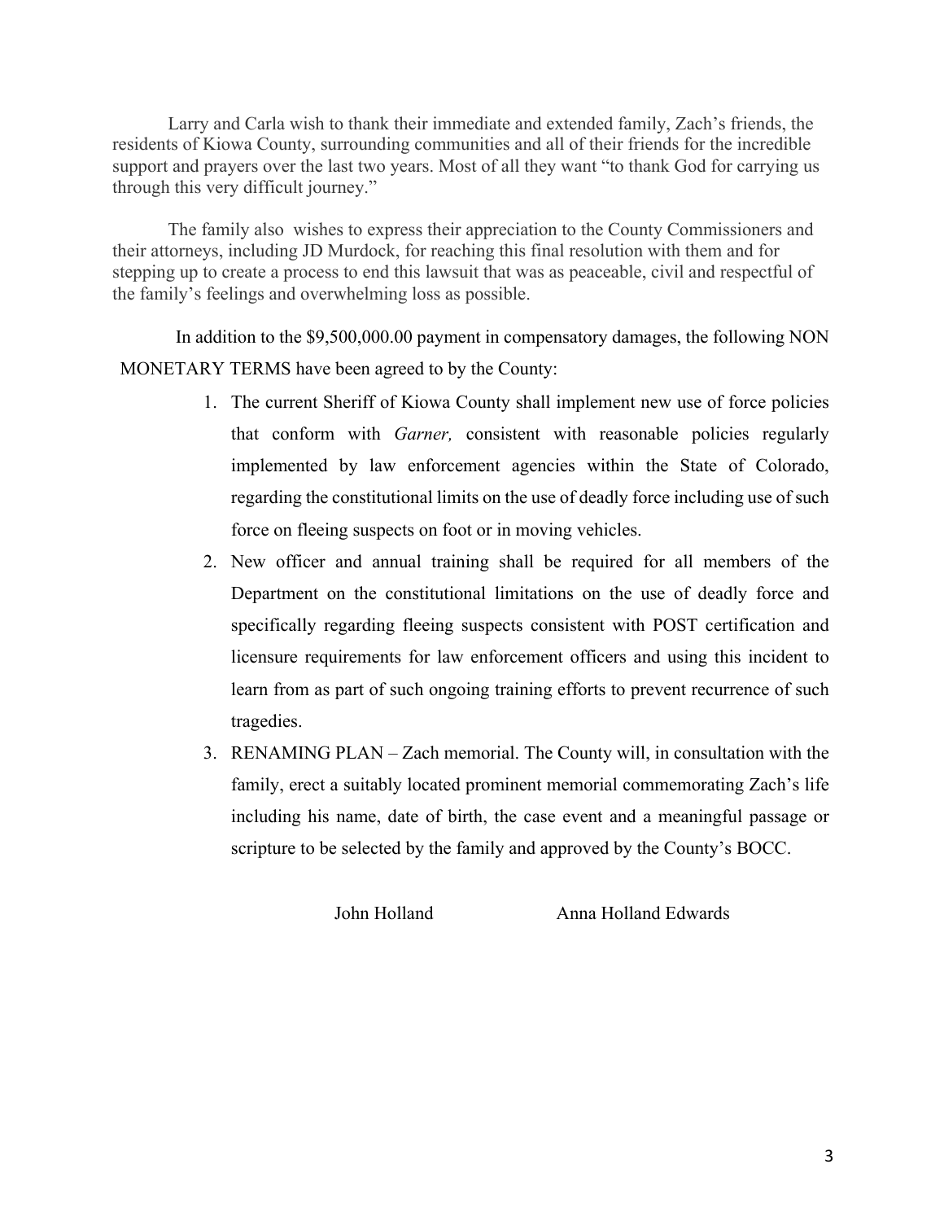Larry and Carla wish to thank their immediate and extended family, Zach's friends, the residents of Kiowa County, surrounding communities and all of their friends for the incredible support and prayers over the last two years. Most of all they want "to thank God for carrying us through this very difficult journey."

The family also wishes to express their appreciation to the County Commissioners and their attorneys, including JD Murdock, for reaching this final resolution with them and for stepping up to create a process to end this lawsuit that was as peaceable, civil and respectful of the family's feelings and overwhelming loss as possible.

In addition to the $9,500,000.00 payment in compensatory damages, the following NON MONETARY TERMS have been agreed to by the County:

1. The current Sheriff of Kiowa County shall implement new use of force policies that conform with *Garner,* consistent with reasonable policies regularly implemented by law enforcement agencies within the State of Colorado, regarding the constitutional limits on the use of deadly force including use of such force on fleeing suspects on foot or in moving vehicles.
2. New officer and annual training shall be required for all members of the Department on the constitutional limitations on the use of deadly force and specifically regarding fleeing suspects consistent with POST certification and licensure requirements for law enforcement officers and using this incident to learn from as part of such ongoing training efforts to prevent recurrence of such tragedies.
3. RENAMING PLAN – Zach memorial. The County will, in consultation with the family, erect a suitably located prominent memorial commemorating Zach's life including his name, date of birth, the case event and a meaningful passage or scripture to be selected by the family and approved by the County's BOCC.

John Holland Anna Holland Edwards